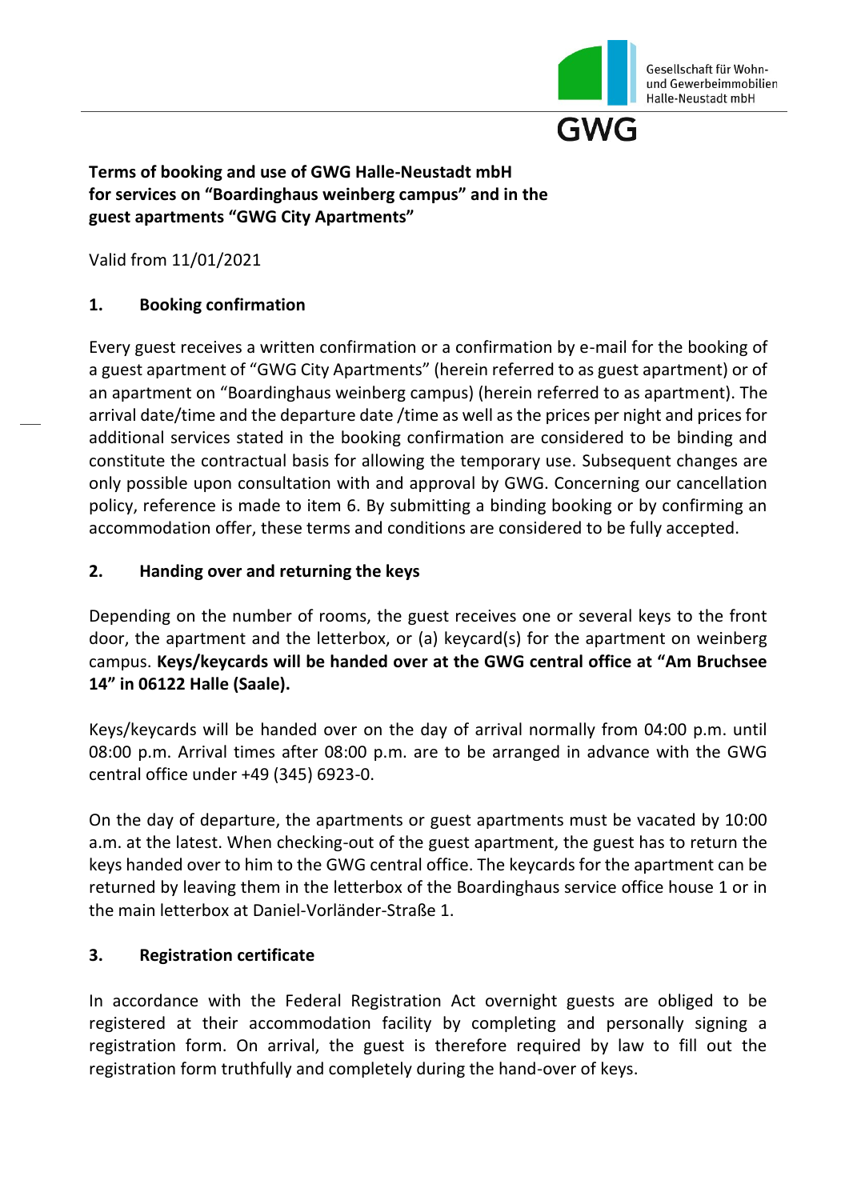Gesellschaft für Wohn- und Gewerbeimmobilien Halle-Neustadt mbH

GWG

# Terms of booking and use of GWG Halle-Neustadt mbH for services on "Boardinghaus weinberg campus" and in the guest apartments "GWG City Apartments"

Valid from 11/01/2021

## 1. Booking confirmation

Every guest receives a written confirmation or a confirmation by e-mail for the booking of a guest apartment of "GWG City Apartments" (herein referred to as guest apartment) or of an apartment on "Boardinghaus weinberg campus) (herein referred to as apartment). The arrival date/time and the departure date /time as well as the prices per night and prices for additional services stated in the booking confirmation are considered to be binding and constitute the contractual basis for allowing the temporary use. Subsequent changes are only possible upon consultation with and approval by GWG. Concerning our cancellation policy, reference is made to item 6. By submitting a binding booking or by confirming an accommodation offer, these terms and conditions are considered to be fully accepted.

## 2. Handing over and returning the keys

Depending on the number of rooms, the guest receives one or several keys to the front door, the apartment and the letterbox, or (a) keycard(s) for the apartment on weinberg campus. **Keys/keycards will be handed over at the GWG central office at "Am Bruchsee 14" in 06122 Halle (Saale).**

Keys/keycards will be handed over on the day of arrival normally from 04:00 p.m. until 08:00 p.m. Arrival times after 08:00 p.m. are to be arranged in advance with the GWG central office under +49 (345) 6923-0.

On the day of departure, the apartments or guest apartments must be vacated by 10:00 a.m. at the latest. When checking-out of the guest apartment, the guest has to return the keys handed over to him to the GWG central office. The keycards for the apartment can be returned by leaving them in the letterbox of the Boardinghaus service office house 1 or in the main letterbox at Daniel-Vorländer-Straße 1.

## 3. Registration certificate

In accordance with the Federal Registration Act overnight guests are obliged to be registered at their accommodation facility by completing and personally signing a registration form. On arrival, the guest is therefore required by law to fill out the registration form truthfully and completely during the hand-over of keys.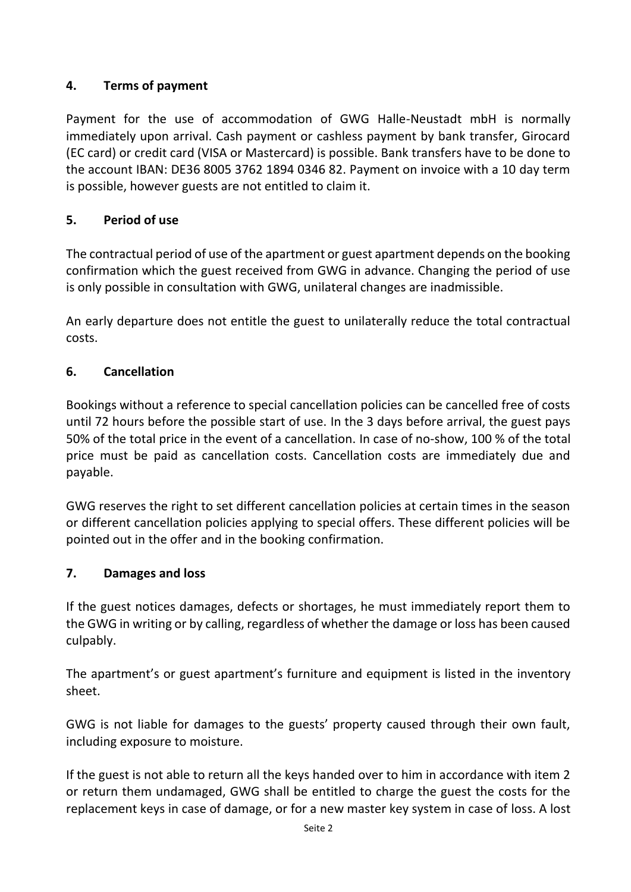## 4. Terms of payment

Payment for the use of accommodation of GWG Halle-Neustadt mbH is normally immediately upon arrival. Cash payment or cashless payment by bank transfer, Girocard (EC card) or credit card (VISA or Mastercard) is possible. Bank transfers have to be done to the account IBAN: DE36 8005 3762 1894 0346 82. Payment on invoice with a 10 day term is possible, however guests are not entitled to claim it.

## 5. Period of use

The contractual period of use of the apartment or guest apartment depends on the booking confirmation which the guest received from GWG in advance. Changing the period of use is only possible in consultation with GWG, unilateral changes are inadmissible.

An early departure does not entitle the guest to unilaterally reduce the total contractual costs.

## 6. Cancellation

Bookings without a reference to special cancellation policies can be cancelled free of costs until 72 hours before the possible start of use. In the 3 days before arrival, the guest pays 50% of the total price in the event of a cancellation. In case of no-show, 100 % of the total price must be paid as cancellation costs. Cancellation costs are immediately due and payable.

GWG reserves the right to set different cancellation policies at certain times in the season or different cancellation policies applying to special offers. These different policies will be pointed out in the offer and in the booking confirmation.

## 7. Damages and loss

If the guest notices damages, defects or shortages, he must immediately report them to the GWG in writing or by calling, regardless of whether the damage or loss has been caused culpably.

The apartment's or guest apartment's furniture and equipment is listed in the inventory sheet.

GWG is not liable for damages to the guests' property caused through their own fault, including exposure to moisture.

If the guest is not able to return all the keys handed over to him in accordance with item 2 or return them undamaged, GWG shall be entitled to charge the guest the costs for the replacement keys in case of damage, or for a new master key system in case of loss. A lost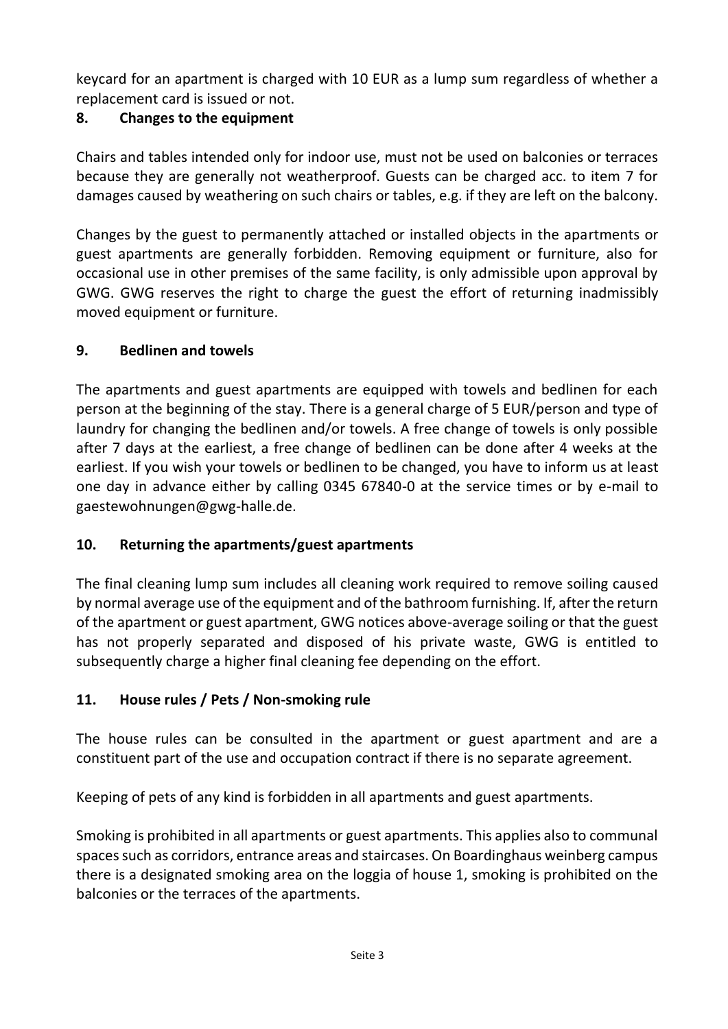keycard for an apartment is charged with 10 EUR as a lump sum regardless of whether a replacement card is issued or not.

## 8. Changes to the equipment

Chairs and tables intended only for indoor use, must not be used on balconies or terraces because they are generally not weatherproof. Guests can be charged acc. to item 7 for damages caused by weathering on such chairs or tables, e.g. if they are left on the balcony.

Changes by the guest to permanently attached or installed objects in the apartments or guest apartments are generally forbidden. Removing equipment or furniture, also for occasional use in other premises of the same facility, is only admissible upon approval by GWG. GWG reserves the right to charge the guest the effort of returning inadmissibly moved equipment or furniture.

## 9. Bedlinen and towels

The apartments and guest apartments are equipped with towels and bedlinen for each person at the beginning of the stay. There is a general charge of 5 EUR/person and type of laundry for changing the bedlinen and/or towels. A free change of towels is only possible after 7 days at the earliest, a free change of bedlinen can be done after 4 weeks at the earliest. If you wish your towels or bedlinen to be changed, you have to inform us at least one day in advance either by calling 0345 67840-0 at the service times or by e-mail to gaestewohnungen@gwg-halle.de.

## 10. Returning the apartments/guest apartments

The final cleaning lump sum includes all cleaning work required to remove soiling caused by normal average use of the equipment and of the bathroom furnishing. If, after the return of the apartment or guest apartment, GWG notices above-average soiling or that the guest has not properly separated and disposed of his private waste, GWG is entitled to subsequently charge a higher final cleaning fee depending on the effort.

## 11. House rules / Pets / Non-smoking rule

The house rules can be consulted in the apartment or guest apartment and are a constituent part of the use and occupation contract if there is no separate agreement.

Keeping of pets of any kind is forbidden in all apartments and guest apartments.

Smoking is prohibited in all apartments or guest apartments. This applies also to communal spaces such as corridors, entrance areas and staircases. On Boardinghaus weinberg campus there is a designated smoking area on the loggia of house 1, smoking is prohibited on the balconies or the terraces of the apartments.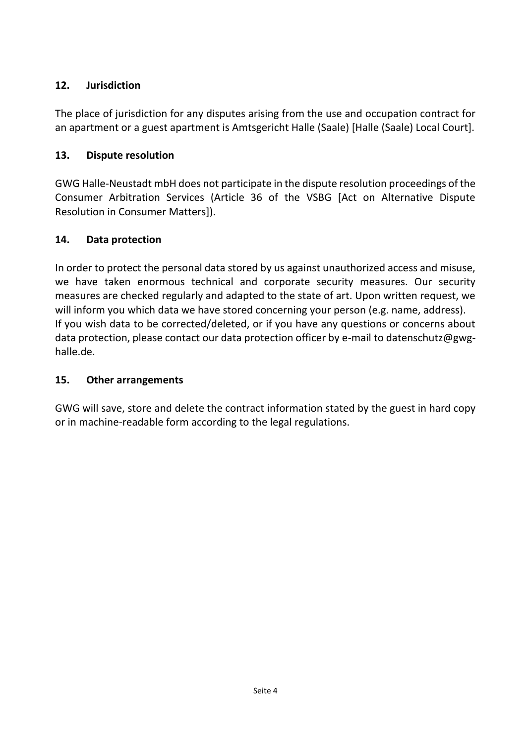## 12. Jurisdiction

The place of jurisdiction for any disputes arising from the use and occupation contract for an apartment or a guest apartment is Amtsgericht Halle (Saale) [Halle (Saale) Local Court].

## 13. Dispute resolution

GWG Halle-Neustadt mbH does not participate in the dispute resolution proceedings of the Consumer Arbitration Services (Article 36 of the VSBG [Act on Alternative Dispute Resolution in Consumer Matters]).

## 14. Data protection

In order to protect the personal data stored by us against unauthorized access and misuse, we have taken enormous technical and corporate security measures. Our security measures are checked regularly and adapted to the state of art. Upon written request, we will inform you which data we have stored concerning your person (e.g. name, address).
If you wish data to be corrected/deleted, or if you have any questions or concerns about data protection, please contact our data protection officer by e-mail to datenschutz@gwg-halle.de.

## 15. Other arrangements

GWG will save, store and delete the contract information stated by the guest in hard copy or in machine-readable form according to the legal regulations.